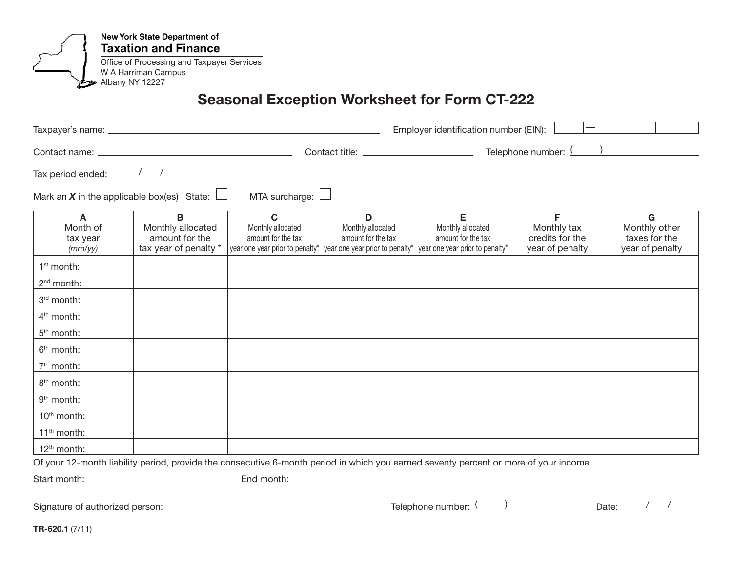New York State Department of
**Taxation and Finance**
Office of Processing and Taxpayer Services
W A Harriman Campus
Albany NY 12227

# Seasonal Exception Worksheet for Form CT-222

Taxpayer's name: ______________________ Employer identification number (EIN): __ __ – __ __ __ __ __ __ __

Contact name: ______________________ Contact title: ______________________ Telephone number: ( )______________

Tax period ended: / /

Mark an ***X*** in the applicable box(es) State: ☐ MTA surcharge: ☐

| A<br>Month of tax year<br>*(mm/yy)* | B<br>Monthly allocated amount for the tax year of penalty * | C<br>Monthly allocated amount for the tax year one year prior to penalty* | D<br>Monthly allocated amount for the tax year one year prior to penalty* | E<br>Monthly allocated amount for the tax year one year prior to penalty* | F<br>Monthly tax credits for the year of penalty | G<br>Monthly other taxes for the year of penalty |
|---|---|---|---|---|---|---|
| 1st month: | | | | | | |
| 2nd month: | | | | | | |
| 3rd month: | | | | | | |
| 4th month: | | | | | | |
| 5th month: | | | | | | |
| 6th month: | | | | | | |
| 7th month: | | | | | | |
| 8th month: | | | | | | |
| 9th month: | | | | | | |
| 10th month: | | | | | | |
| 11th month: | | | | | | |
| 12th month: | | | | | | |

Of your 12-month liability period, provide the consecutive 6-month period in which you earned seventy percent or more of your income.

Start month: ______________ End month: ______________

Signature of authorized person: ______________________ Telephone number: ( )______________ Date: / /

TR-620.1 (7/11)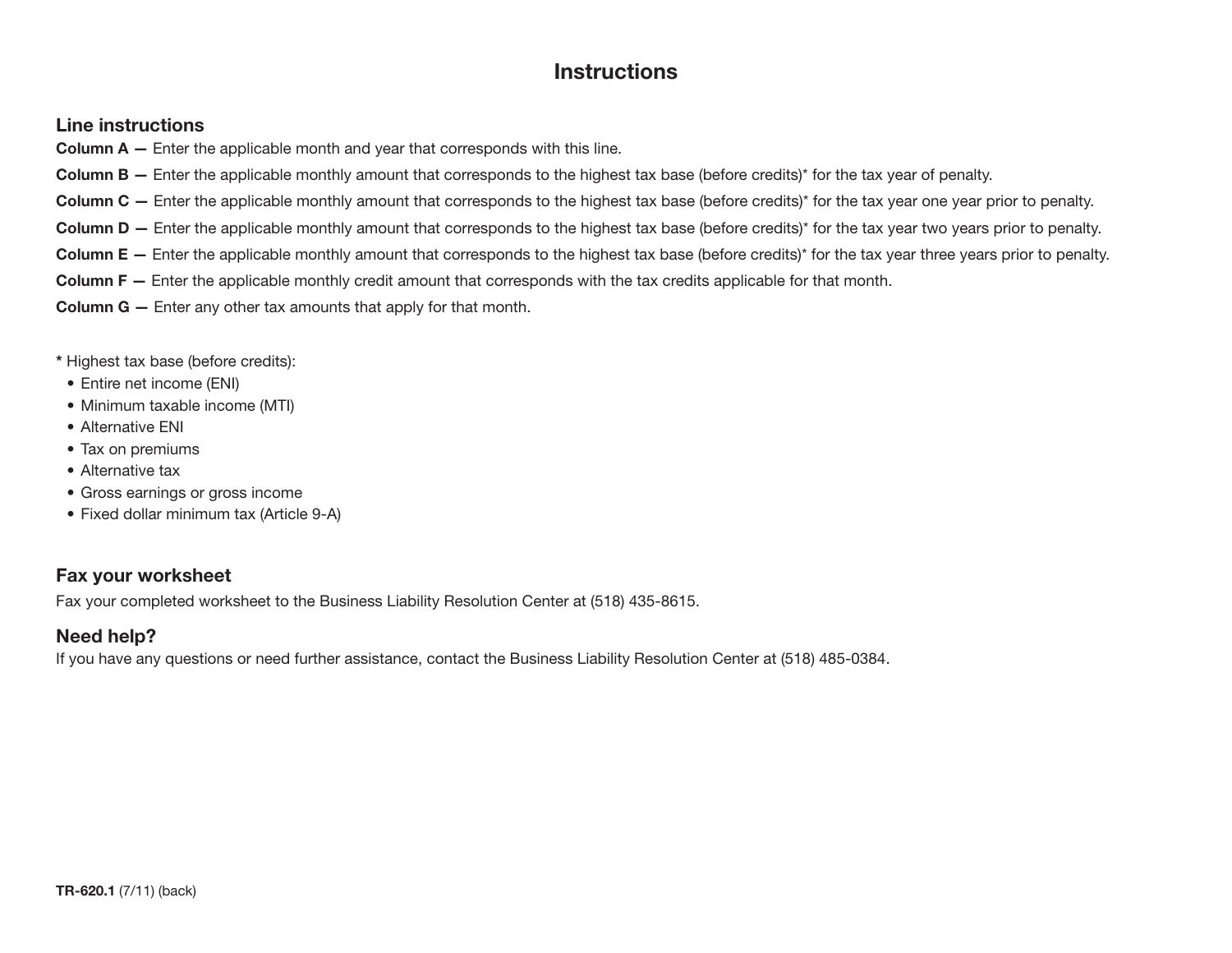# Instructions

## Line instructions

**Column A —** Enter the applicable month and year that corresponds with this line.

**Column B —** Enter the applicable monthly amount that corresponds to the highest tax base (before credits)* for the tax year of penalty.

**Column C —** Enter the applicable monthly amount that corresponds to the highest tax base (before credits)* for the tax year one year prior to penalty.

**Column D —** Enter the applicable monthly amount that corresponds to the highest tax base (before credits)* for the tax year two years prior to penalty.

**Column E —** Enter the applicable monthly amount that corresponds to the highest tax base (before credits)* for the tax year three years prior to penalty.

**Column F —** Enter the applicable monthly credit amount that corresponds with the tax credits applicable for that month.

**Column G —** Enter any other tax amounts that apply for that month.

**\*** Highest tax base (before credits):

- Entire net income (ENI)
- Minimum taxable income (MTI)
- Alternative ENI
- Tax on premiums
- Alternative tax
- Gross earnings or gross income
- Fixed dollar minimum tax (Article 9-A)

## Fax your worksheet

Fax your completed worksheet to the Business Liability Resolution Center at (518) 435-8615.

## Need help?

If you have any questions or need further assistance, contact the Business Liability Resolution Center at (518) 485-0384.

**TR-620.1** (7/11) (back)